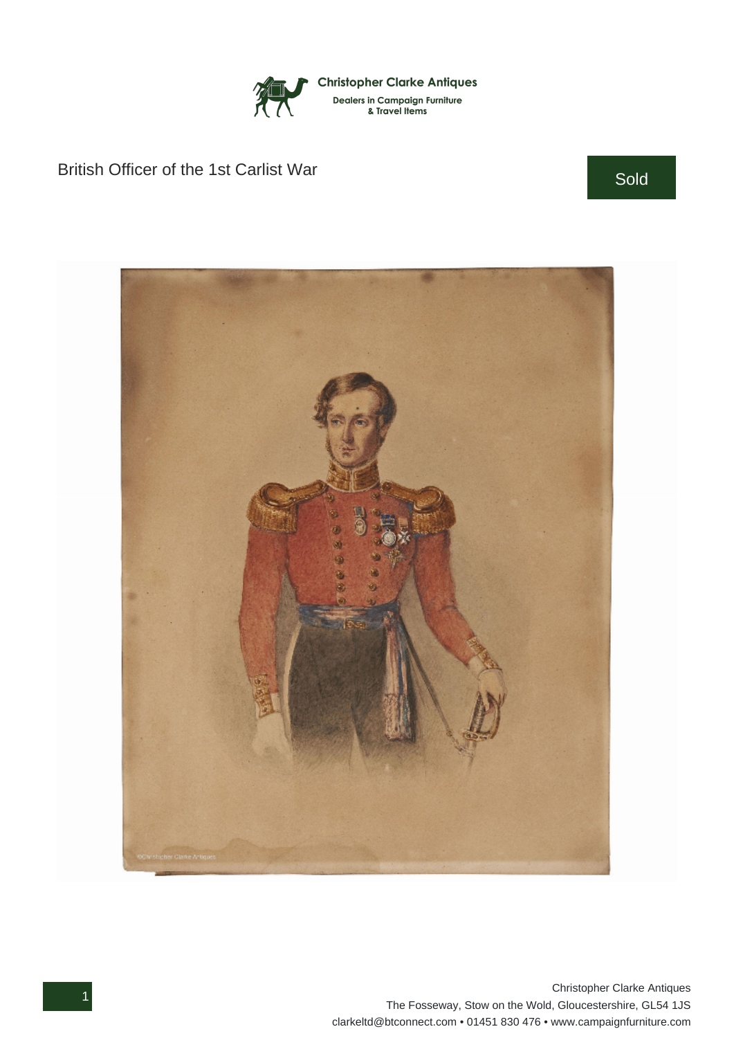Christopher Clarke Antiques

Dealers in Campaign Furniture & Travel Items

# British Officer of the 1st Carlist War

Sold

Christopher Clarke Antiques
The Fosseway, Stow on the Wold, Gloucestershire, GL54 1JS
clarkeltd@btconnect.com • 01451 830 476 • www.campaignfurniture.com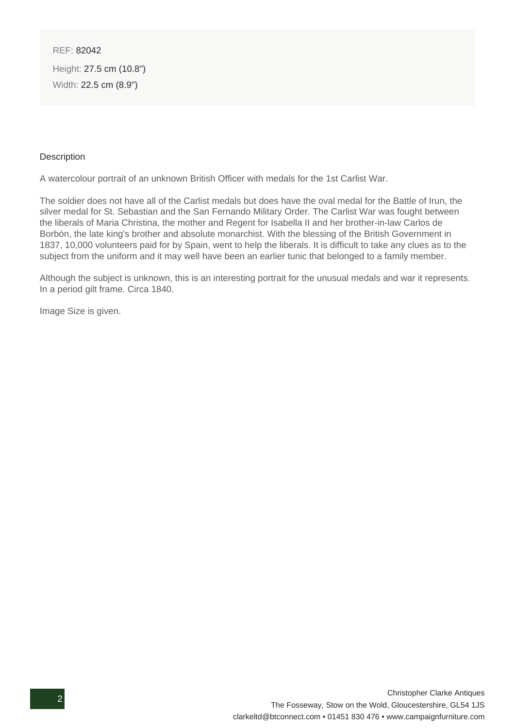REF: 82042

Height: 27.5 cm (10.8")

Width: 22.5 cm (8.9")

## Description

A watercolour portrait of an unknown British Officer with medals for the 1st Carlist War.

The soldier does not have all of the Carlist medals but does have the oval medal for the Battle of Irun, the silver medal for St. Sebastian and the San Fernando Military Order. The Carlist War was fought between the liberals of Maria Christina, the mother and Regent for Isabella II and her brother-in-law Carlos de Borbón, the late king's brother and absolute monarchist. With the blessing of the British Government in 1837, 10,000 volunteers paid for by Spain, went to help the liberals. It is difficult to take any clues as to the subject from the uniform and it may well have been an earlier tunic that belonged to a family member.

Although the subject is unknown, this is an interesting portrait for the unusual medals and war it represents. In a period gilt frame. Circa 1840.

Image Size is given.

Christopher Clarke Antiques
The Fosseway, Stow on the Wold, Gloucestershire, GL54 1JS
clarkeltd@btconnect.com • 01451 830 476 • www.campaignfurniture.com